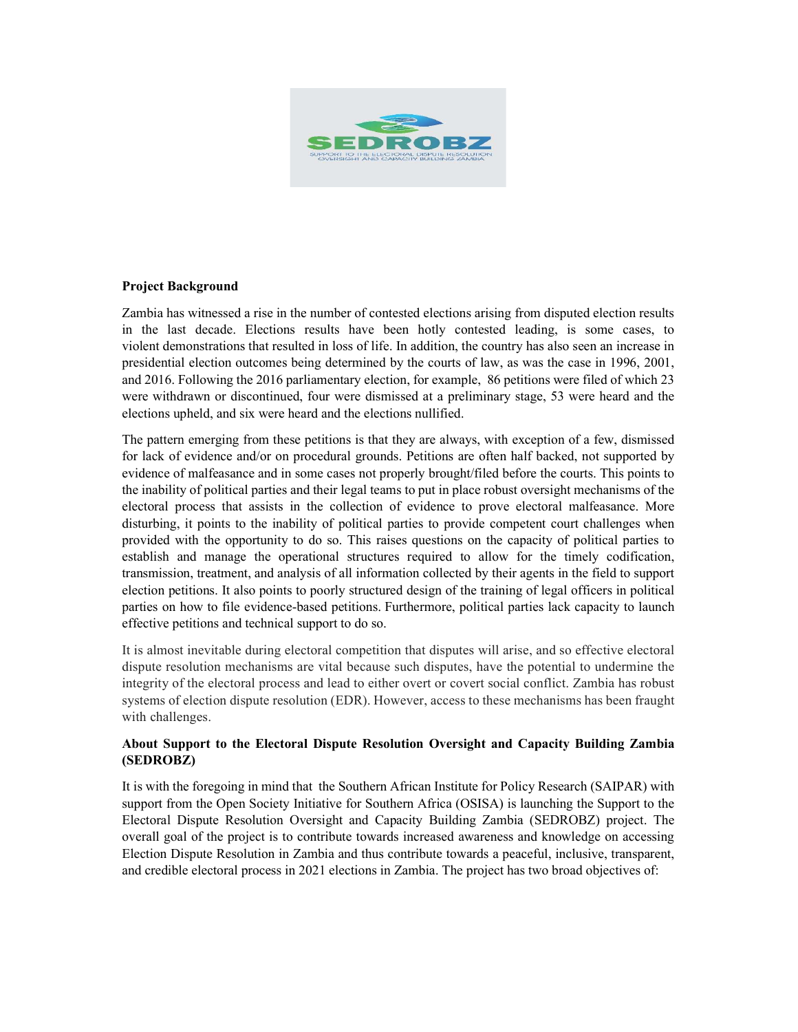**Project Background**

Zambia has witnessed a rise in the number of contested elections arising from disputed election results in the last decade. Elections results have been hotly contested leading, is some cases, to violent demonstrations that resulted in loss of life. In addition, the country has also seen an increase in presidential election outcomes being determined by the courts of law, as was the case in 1996, 2001, and 2016. Following the 2016 parliamentary election, for example, 86 petitions were filed of which 23 were withdrawn or discontinued, four were dismissed at a preliminary stage, 53 were heard and the elections upheld, and six were heard and the elections nullified.

The pattern emerging from these petitions is that they are always, with exception of a few, dismissed for lack of evidence and/or on procedural grounds. Petitions are often half backed, not supported by evidence of malfeasance and in some cases not properly brought/filed before the courts. This points to the inability of political parties and their legal teams to put in place robust oversight mechanisms of the electoral process that assists in the collection of evidence to prove electoral malfeasance. More disturbing, it points to the inability of political parties to provide competent court challenges when provided with the opportunity to do so. This raises questions on the capacity of political parties to establish and manage the operational structures required to allow for the timely codification, transmission, treatment, and analysis of all information collected by their agents in the field to support election petitions. It also points to poorly structured design of the training of legal officers in political parties on how to file evidence-based petitions. Furthermore, political parties lack capacity to launch effective petitions and technical support to do so.

It is almost inevitable during electoral competition that disputes will arise, and so effective electoral dispute resolution mechanisms are vital because such disputes, have the potential to undermine the integrity of the electoral process and lead to either overt or covert social conflict. Zambia has robust systems of election dispute resolution (EDR). However, access to these mechanisms has been fraught with challenges.

**About Support to the Electoral Dispute Resolution Oversight and Capacity Building Zambia (SEDROBZ)**

It is with the foregoing in mind that the Southern African Institute for Policy Research (SAIPAR) with support from the Open Society Initiative for Southern Africa (OSISA) is launching the Support to the Electoral Dispute Resolution Oversight and Capacity Building Zambia (SEDROBZ) project. The overall goal of the project is to contribute towards increased awareness and knowledge on accessing Election Dispute Resolution in Zambia and thus contribute towards a peaceful, inclusive, transparent, and credible electoral process in 2021 elections in Zambia. The project has two broad objectives of: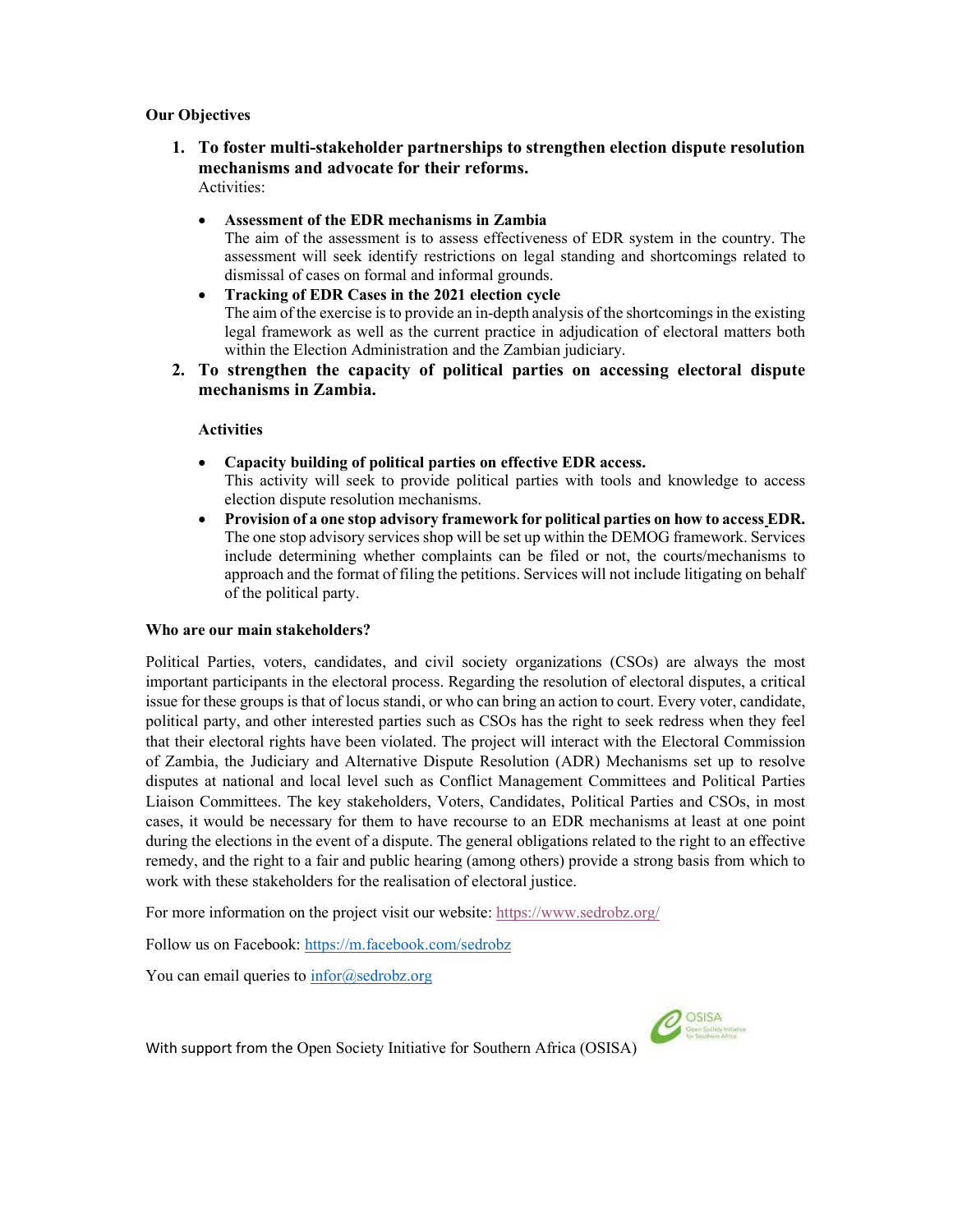**Our Objectives**

1. **To foster multi-stakeholder partnerships to strengthen election dispute resolution mechanisms and advocate for their reforms.**
   Activities:

   - **Assessment of the EDR mechanisms in Zambia**
     The aim of the assessment is to assess effectiveness of EDR system in the country. The assessment will seek identify restrictions on legal standing and shortcomings related to dismissal of cases on formal and informal grounds.
   - **Tracking of EDR Cases in the 2021 election cycle**
     The aim of the exercise is to provide an in-depth analysis of the shortcomings in the existing legal framework as well as the current practice in adjudication of electoral matters both within the Election Administration and the Zambian judiciary.

2. **To strengthen the capacity of political parties on accessing electoral dispute mechanisms in Zambia.**

   **Activities**

   - **Capacity building of political parties on effective EDR access.**
     This activity will seek to provide political parties with tools and knowledge to access election dispute resolution mechanisms.
   - **Provision of a one stop advisory framework for political parties on how to access EDR.**
     The one stop advisory services shop will be set up within the DEMOG framework. Services include determining whether complaints can be filed or not, the courts/mechanisms to approach and the format of filing the petitions. Services will not include litigating on behalf of the political party.

**Who are our main stakeholders?**

Political Parties, voters, candidates, and civil society organizations (CSOs) are always the most important participants in the electoral process. Regarding the resolution of electoral disputes, a critical issue for these groups is that of locus standi, or who can bring an action to court. Every voter, candidate, political party, and other interested parties such as CSOs has the right to seek redress when they feel that their electoral rights have been violated. The project will interact with the Electoral Commission of Zambia, the Judiciary and Alternative Dispute Resolution (ADR) Mechanisms set up to resolve disputes at national and local level such as Conflict Management Committees and Political Parties Liaison Committees. The key stakeholders, Voters, Candidates, Political Parties and CSOs, in most cases, it would be necessary for them to have recourse to an EDR mechanisms at least at one point during the elections in the event of a dispute. The general obligations related to the right to an effective remedy, and the right to a fair and public hearing (among others) provide a strong basis from which to work with these stakeholders for the realisation of electoral justice.

For more information on the project visit our website: https://www.sedrobz.org/

Follow us on Facebook: https://m.facebook.com/sedrobz

You can email queries to infor@sedrobz.org

With support from the Open Society Initiative for Southern Africa (OSISA)